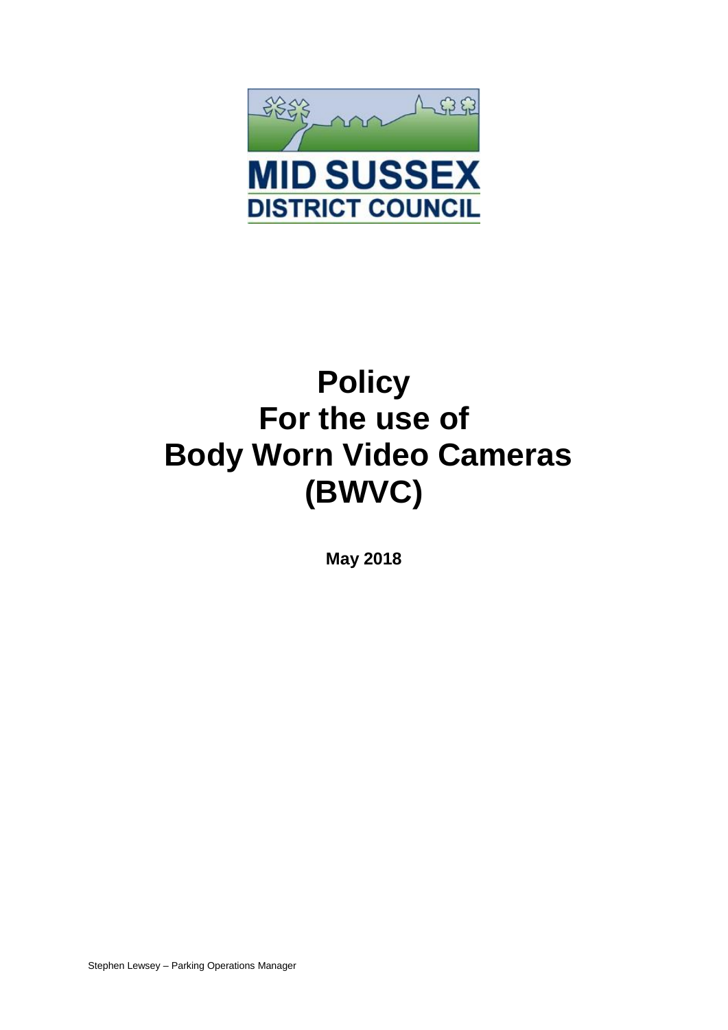MID SUSSEX
DISTRICT COUNCIL

# Policy For the use of Body Worn Video Cameras (BWVC)

**May 2018**

Stephen Lewsey – Parking Operations Manager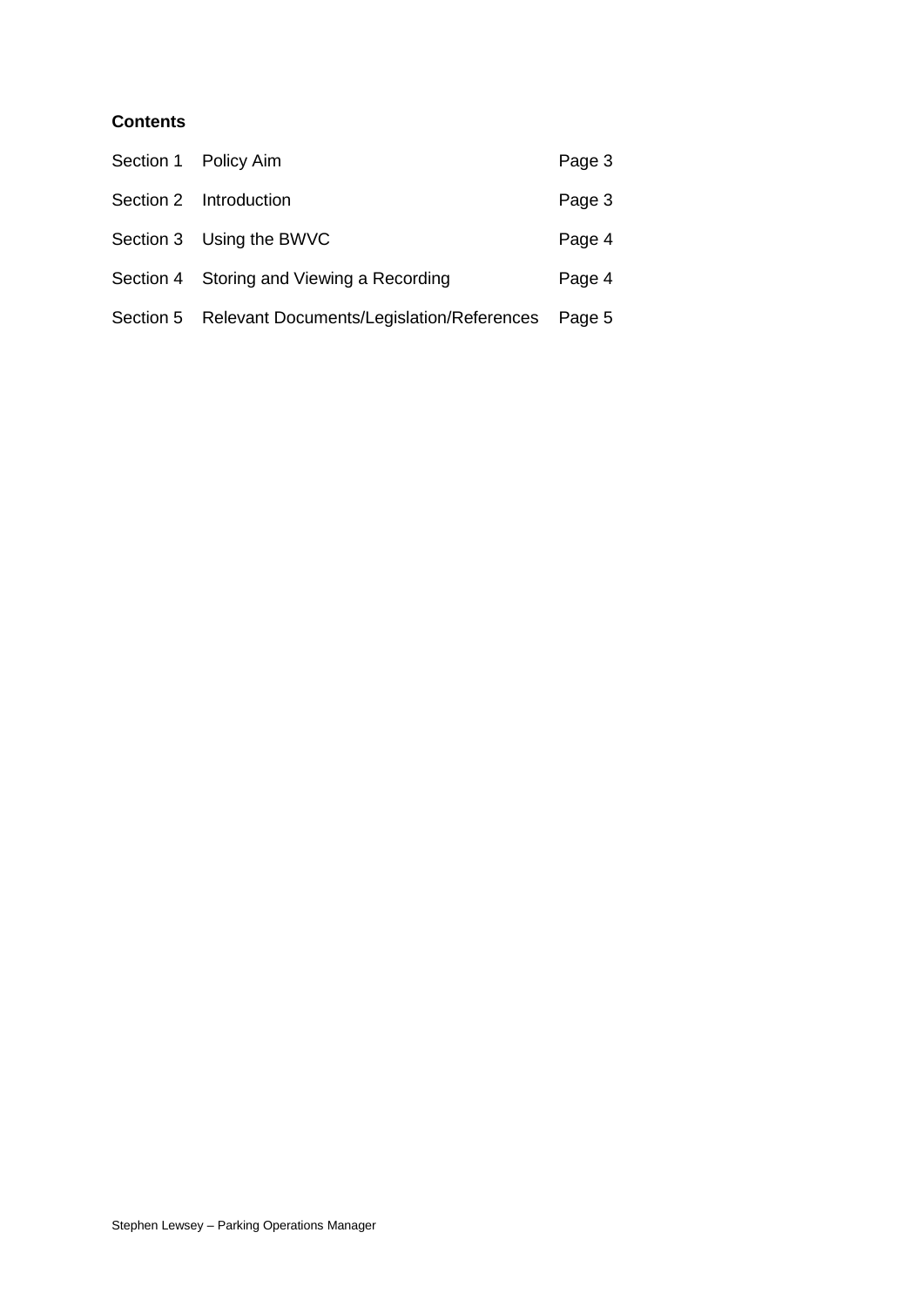**Contents**

| | | |
|---|---|---|
| Section 1 | Policy Aim | Page 3 |
| Section 2 | Introduction | Page 3 |
| Section 3 | Using the BWVC | Page 4 |
| Section 4 | Storing and Viewing a Recording | Page 4 |
| Section 5 | Relevant Documents/Legislation/References | Page 5 |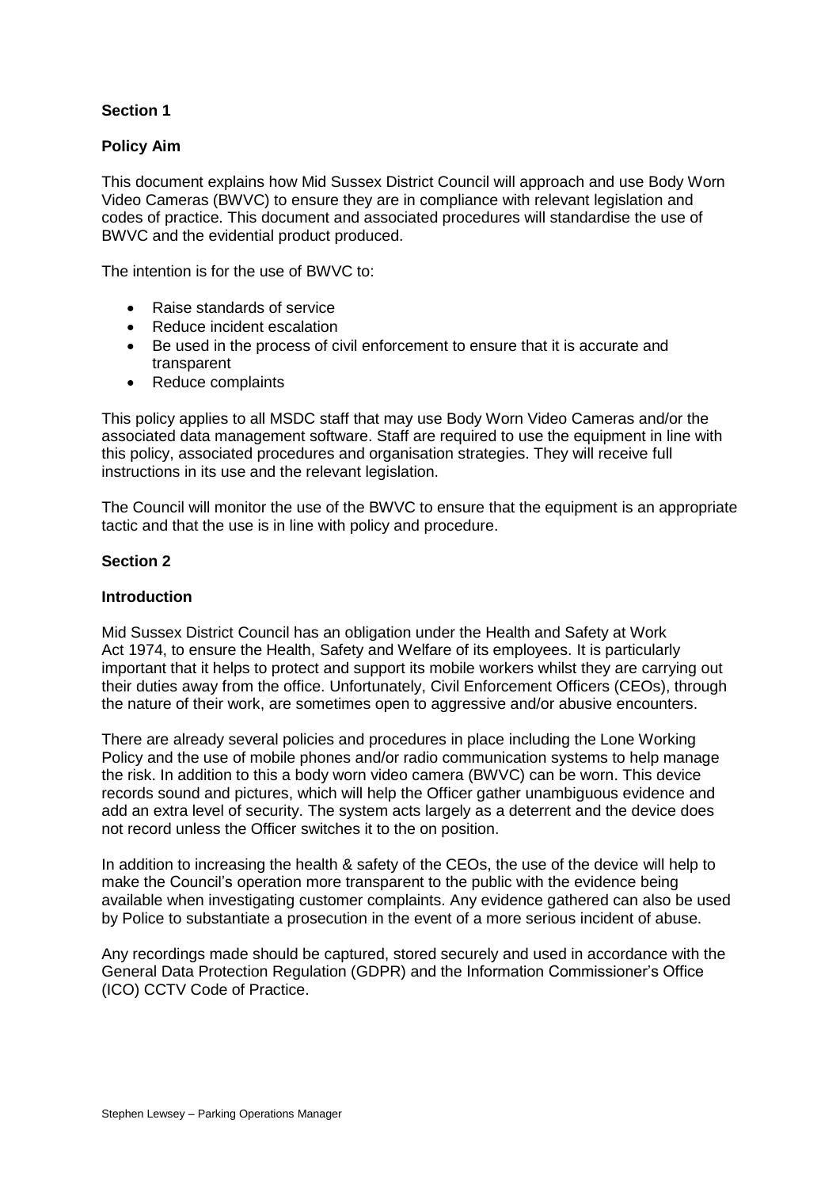**Section 1**

**Policy Aim**

This document explains how Mid Sussex District Council will approach and use Body Worn Video Cameras (BWVC) to ensure they are in compliance with relevant legislation and codes of practice. This document and associated procedures will standardise the use of BWVC and the evidential product produced.

The intention is for the use of BWVC to:

- Raise standards of service
- Reduce incident escalation
- Be used in the process of civil enforcement to ensure that it is accurate and transparent
- Reduce complaints

This policy applies to all MSDC staff that may use Body Worn Video Cameras and/or the associated data management software. Staff are required to use the equipment in line with this policy, associated procedures and organisation strategies. They will receive full instructions in its use and the relevant legislation.

The Council will monitor the use of the BWVC to ensure that the equipment is an appropriate tactic and that the use is in line with policy and procedure.

**Section 2**

**Introduction**

Mid Sussex District Council has an obligation under the Health and Safety at Work Act 1974, to ensure the Health, Safety and Welfare of its employees. It is particularly important that it helps to protect and support its mobile workers whilst they are carrying out their duties away from the office. Unfortunately, Civil Enforcement Officers (CEOs), through the nature of their work, are sometimes open to aggressive and/or abusive encounters.

There are already several policies and procedures in place including the Lone Working Policy and the use of mobile phones and/or radio communication systems to help manage the risk. In addition to this a body worn video camera (BWVC) can be worn. This device records sound and pictures, which will help the Officer gather unambiguous evidence and add an extra level of security. The system acts largely as a deterrent and the device does not record unless the Officer switches it to the on position.

In addition to increasing the health & safety of the CEOs, the use of the device will help to make the Council's operation more transparent to the public with the evidence being available when investigating customer complaints. Any evidence gathered can also be used by Police to substantiate a prosecution in the event of a more serious incident of abuse.

Any recordings made should be captured, stored securely and used in accordance with the General Data Protection Regulation (GDPR) and the Information Commissioner's Office (ICO) CCTV Code of Practice.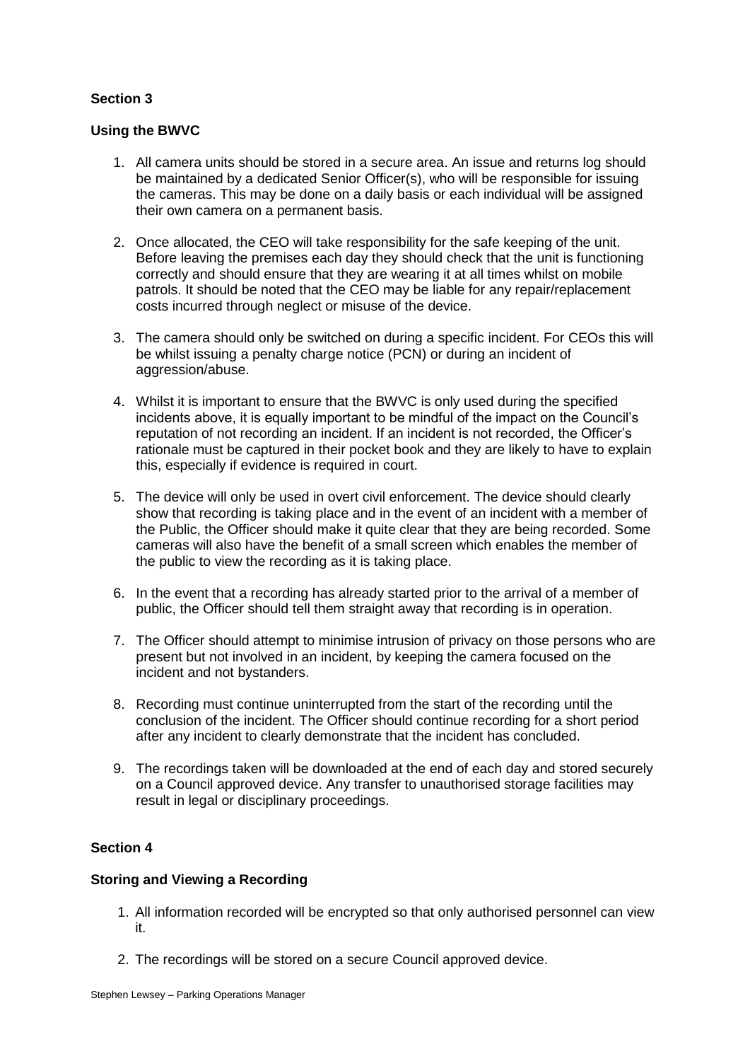**Section 3**

**Using the BWVC**

1. All camera units should be stored in a secure area. An issue and returns log should be maintained by a dedicated Senior Officer(s), who will be responsible for issuing the cameras. This may be done on a daily basis or each individual will be assigned their own camera on a permanent basis.

2. Once allocated, the CEO will take responsibility for the safe keeping of the unit. Before leaving the premises each day they should check that the unit is functioning correctly and should ensure that they are wearing it at all times whilst on mobile patrols. It should be noted that the CEO may be liable for any repair/replacement costs incurred through neglect or misuse of the device.

3. The camera should only be switched on during a specific incident. For CEOs this will be whilst issuing a penalty charge notice (PCN) or during an incident of aggression/abuse.

4. Whilst it is important to ensure that the BWVC is only used during the specified incidents above, it is equally important to be mindful of the impact on the Council's reputation of not recording an incident. If an incident is not recorded, the Officer's rationale must be captured in their pocket book and they are likely to have to explain this, especially if evidence is required in court.

5. The device will only be used in overt civil enforcement. The device should clearly show that recording is taking place and in the event of an incident with a member of the Public, the Officer should make it quite clear that they are being recorded. Some cameras will also have the benefit of a small screen which enables the member of the public to view the recording as it is taking place.

6. In the event that a recording has already started prior to the arrival of a member of public, the Officer should tell them straight away that recording is in operation.

7. The Officer should attempt to minimise intrusion of privacy on those persons who are present but not involved in an incident, by keeping the camera focused on the incident and not bystanders.

8. Recording must continue uninterrupted from the start of the recording until the conclusion of the incident. The Officer should continue recording for a short period after any incident to clearly demonstrate that the incident has concluded.

9. The recordings taken will be downloaded at the end of each day and stored securely on a Council approved device. Any transfer to unauthorised storage facilities may result in legal or disciplinary proceedings.

**Section 4**

**Storing and Viewing a Recording**

1. All information recorded will be encrypted so that only authorised personnel can view it.

2. The recordings will be stored on a secure Council approved device.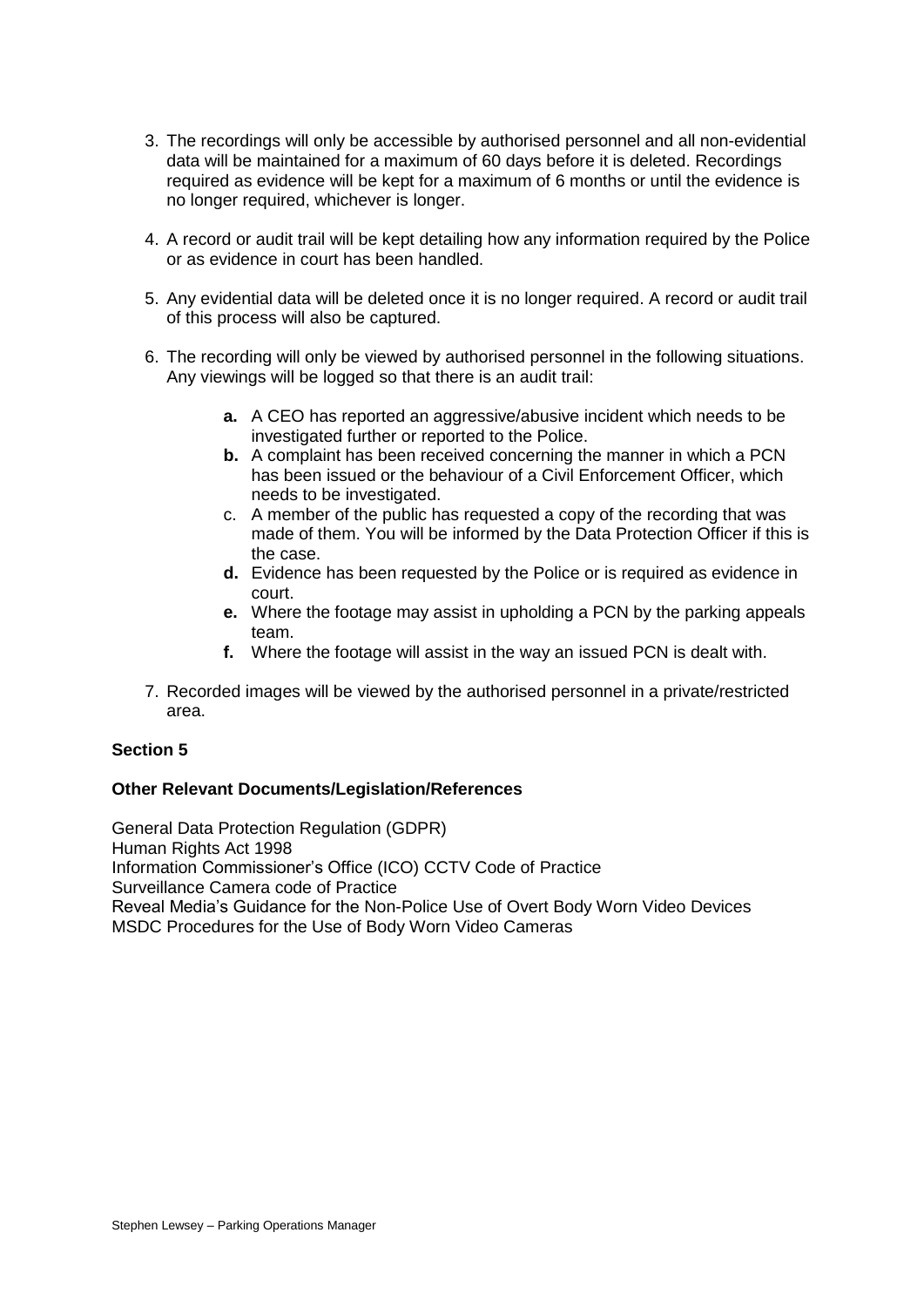3. The recordings will only be accessible by authorised personnel and all non-evidential data will be maintained for a maximum of 60 days before it is deleted. Recordings required as evidence will be kept for a maximum of 6 months or until the evidence is no longer required, whichever is longer.

4. A record or audit trail will be kept detailing how any information required by the Police or as evidence in court has been handled.

5. Any evidential data will be deleted once it is no longer required. A record or audit trail of this process will also be captured.

6. The recording will only be viewed by authorised personnel in the following situations. Any viewings will be logged so that there is an audit trail:

   **a.** A CEO has reported an aggressive/abusive incident which needs to be investigated further or reported to the Police.
   **b.** A complaint has been received concerning the manner in which a PCN has been issued or the behaviour of a Civil Enforcement Officer, which needs to be investigated.
   c. A member of the public has requested a copy of the recording that was made of them. You will be informed by the Data Protection Officer if this is the case.
   **d.** Evidence has been requested by the Police or is required as evidence in court.
   **e.** Where the footage may assist in upholding a PCN by the parking appeals team.
   **f.** Where the footage will assist in the way an issued PCN is dealt with.

7. Recorded images will be viewed by the authorised personnel in a private/restricted area.

**Section 5**

**Other Relevant Documents/Legislation/References**

General Data Protection Regulation (GDPR)
Human Rights Act 1998
Information Commissioner's Office (ICO) CCTV Code of Practice
Surveillance Camera code of Practice
Reveal Media's Guidance for the Non-Police Use of Overt Body Worn Video Devices
MSDC Procedures for the Use of Body Worn Video Cameras

Stephen Lewsey – Parking Operations Manager